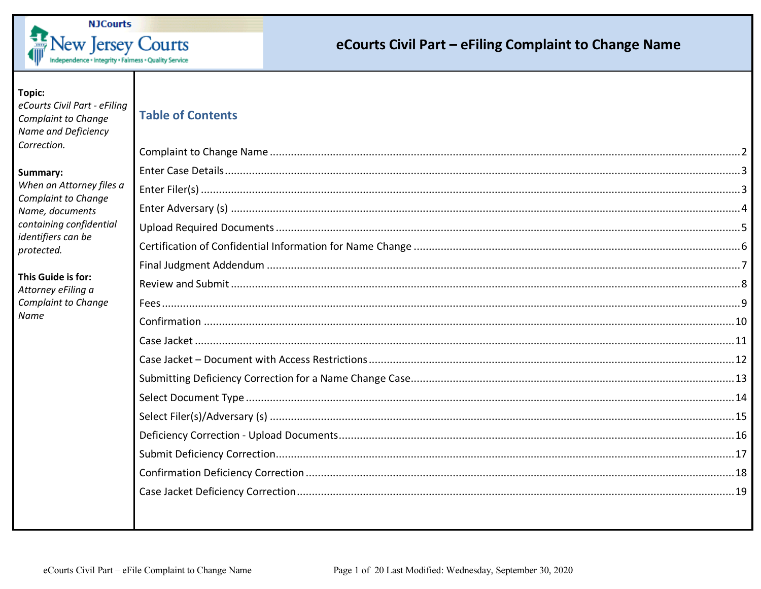# eCourts Civil Part – eFiling Complaint to Change Name

**Topic:**
*eCourts Civil Part - eFiling Complaint to Change Name and Deficiency Correction.*

**Summary:**
*When an Attorney files a Complaint to Change Name, documents containing confidential identifiers can be protected.*

**This Guide is for:**
*Attorney eFiling a Complaint to Change Name*

## Table of Contents

| Section | Page |
|---|---|
| Complaint to Change Name | 2 |
| Enter Case Details | 3 |
| Enter Filer(s) | 3 |
| Enter Adversary (s) | 4 |
| Upload Required Documents | 5 |
| Certification of Confidential Information for Name Change | 6 |
| Final Judgment Addendum | 7 |
| Review and Submit | 8 |
| Fees | 9 |
| Confirmation | 10 |
| Case Jacket | 11 |
| Case Jacket – Document with Access Restrictions | 12 |
| Submitting Deficiency Correction for a Name Change Case | 13 |
| Select Document Type | 14 |
| Select Filer(s)/Adversary (s) | 15 |
| Deficiency Correction - Upload Documents | 16 |
| Submit Deficiency Correction | 17 |
| Confirmation Deficiency Correction | 18 |
| Case Jacket Deficiency Correction | 19 |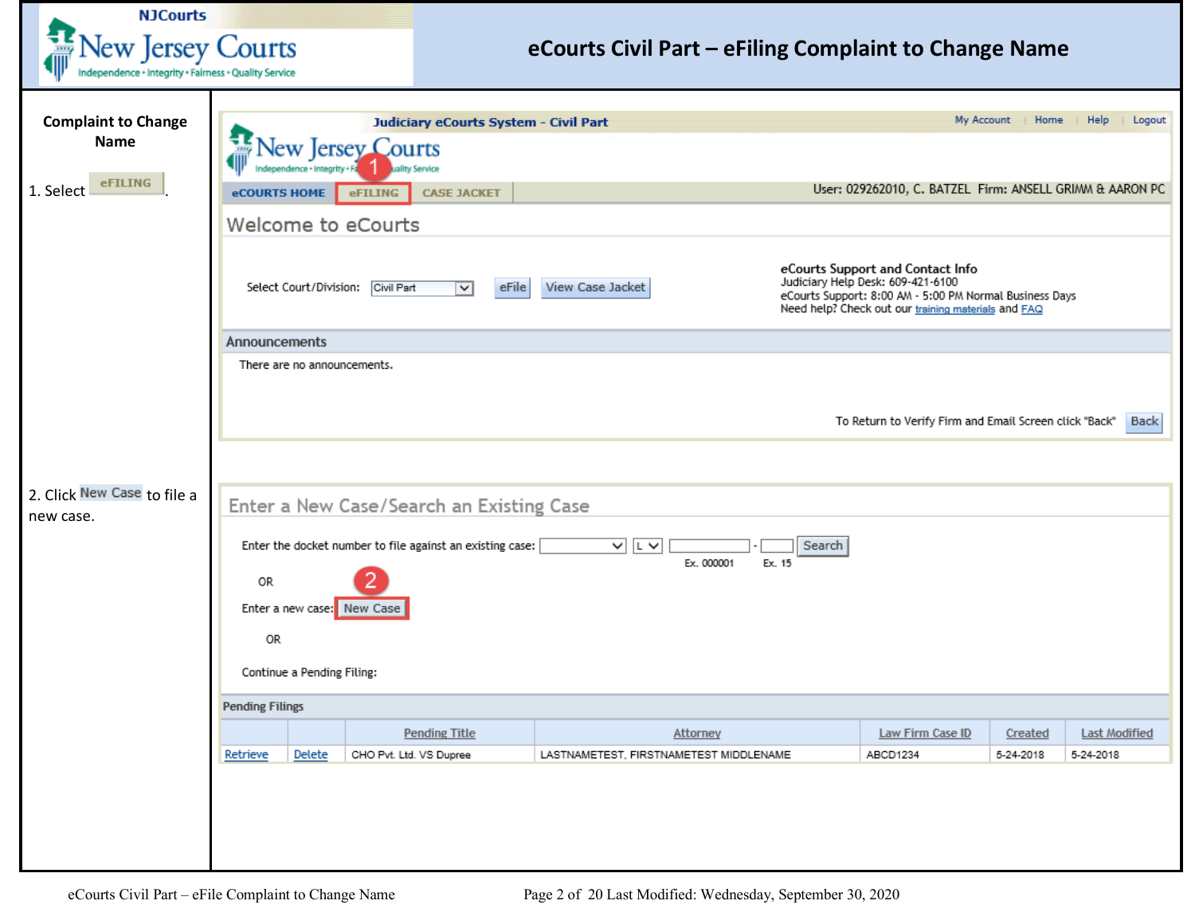# eCourts Civil Part – eFiling Complaint to Change Name

**Complaint to Change Name**

1. Select eFILING.

Judiciary eCourts System - Civil Part

My Account | Home | Help | Logout

eCOURTS HOME | eFILING | CASE JACKET

User: 029262010, C. BATZEL Firm: ANSELL GRIMM & AARON PC

## Welcome to eCourts

Select Court/Division: Civil Part | eFile | View Case Jacket

**eCourts Support and Contact Info**
Judiciary Help Desk: 609-421-6100
eCourts Support: 8:00 AM - 5:00 PM Normal Business Days
Need help? Check out our training materials and FAQ

**Announcements**

There are no announcements.

To Return to Verify Firm and Email Screen click "Back" | Back

2. Click New Case to file a new case.

## Enter a New Case/Search an Existing Case

Enter the docket number to file against an existing case: L - Search
Ex. 000001 Ex. 15

OR

Enter a new case: New Case

OR

Continue a Pending Filing:

**Pending Filings**

| | | Pending Title | Attorney | Law Firm Case ID | Created | Last Modified |
|---|---|---|---|---|---|---|
| Retrieve | Delete | CHO Pvt. Ltd. VS Dupree | LASTNAMETEST, FIRSTNAMETEST MIDDLENAME | ABCD1234 | 5-24-2018 | 5-24-2018 |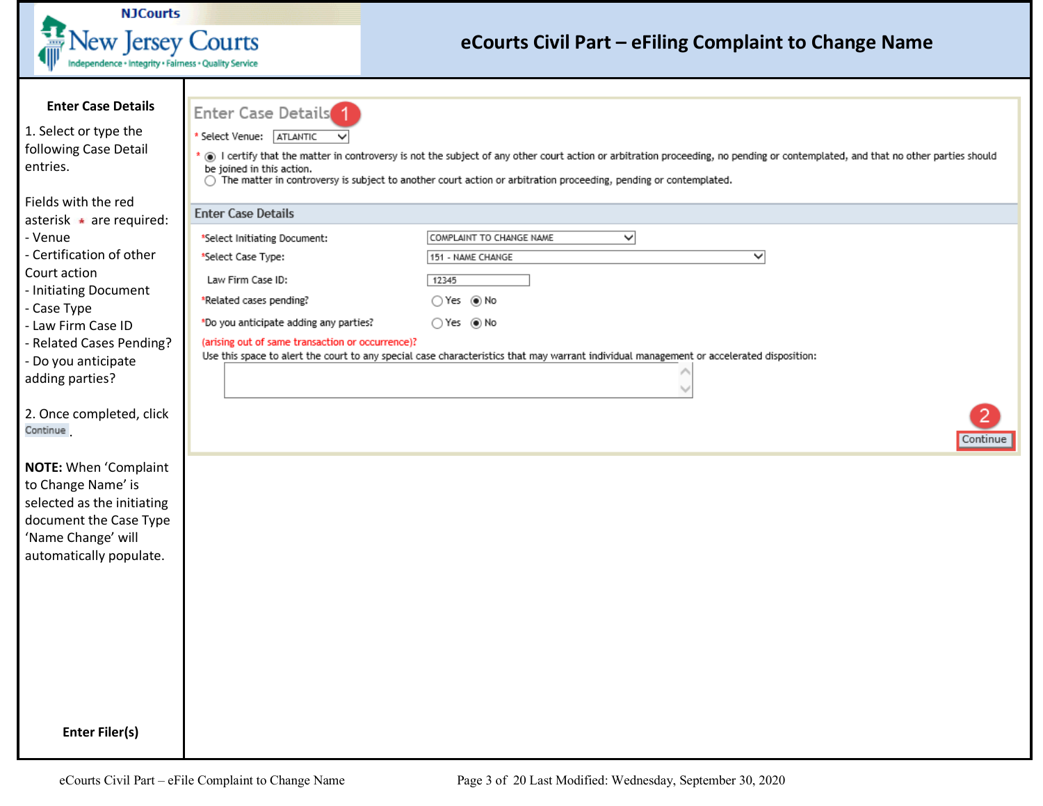# eCourts Civil Part – eFiling Complaint to Change Name

## Enter Case Details

1. Select or type the following Case Detail entries.

Fields with the red asterisk * are required:
- Venue
- Certification of other Court action
- Initiating Document
- Case Type
- Law Firm Case ID
- Related Cases Pending?
- Do you anticipate adding parties?

2. Once completed, click Continue.

**NOTE:** When 'Complaint to Change Name' is selected as the initiating document the Case Type 'Name Change' will automatically populate.

Enter Case Details (1)

\* Select Venue: ATLANTIC

\* (●) I certify that the matter in controversy is not the subject of any other court action or arbitration proceeding, no pending or contemplated, and that no other parties should be joined in this action.
( ) The matter in controversy is subject to another court action or arbitration proceeding, pending or contemplated.

**Enter Case Details**

| Field | Value |
|---|---|
| *Select Initiating Document: | COMPLAINT TO CHANGE NAME |
| *Select Case Type: | 151 - NAME CHANGE |
| Law Firm Case ID: | 12345 |
| *Related cases pending? | ( ) Yes (●) No |
| *Do you anticipate adding any parties? | ( ) Yes (●) No |

(arising out of same transaction or occurrence)?

Use this space to alert the court to any special case characteristics that may warrant individual management or accelerated disposition:

(2) Continue

## Enter Filer(s)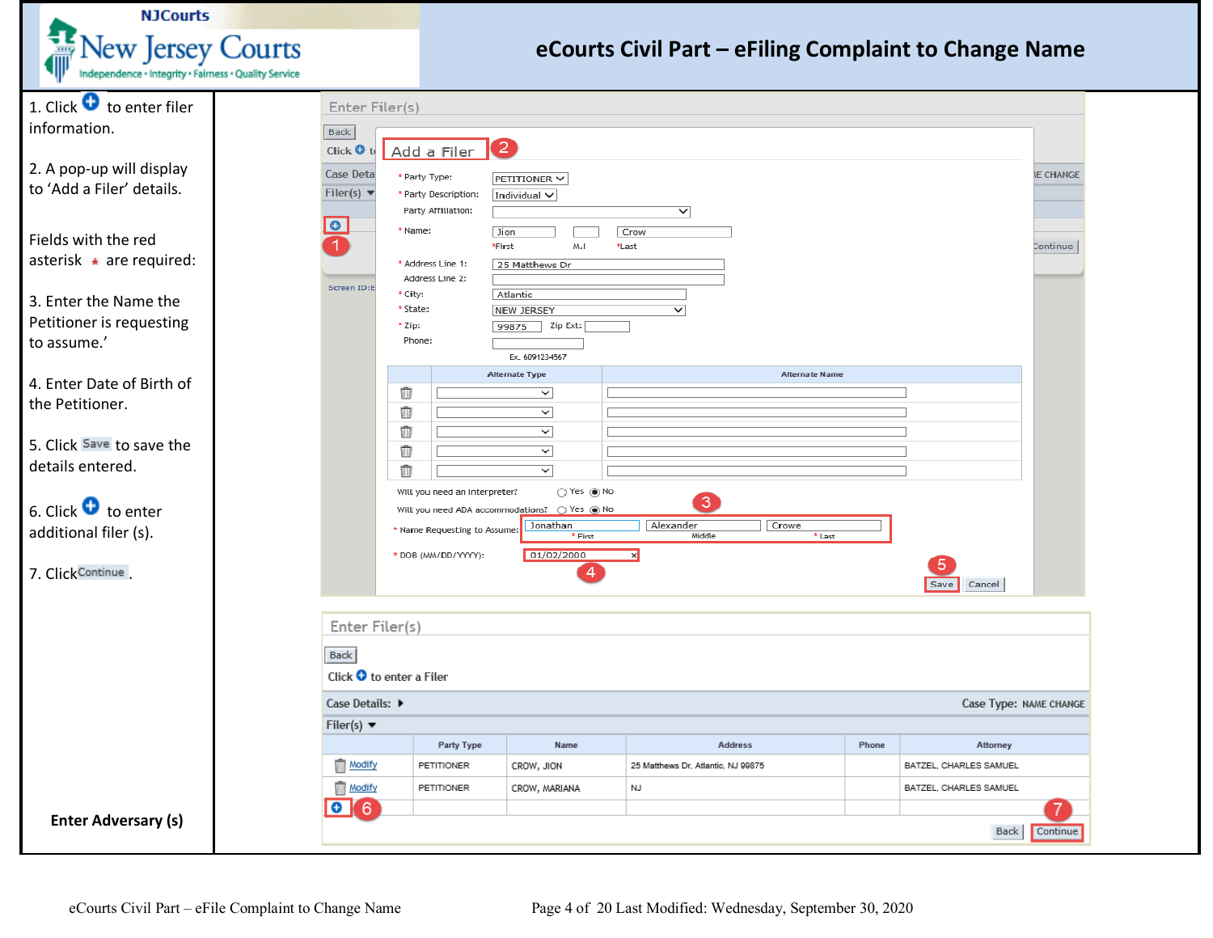# eCourts Civil Part – eFiling Complaint to Change Name

1. Click ⊕ to enter filer information.

2. A pop-up will display to 'Add a Filer' details.

Fields with the red asterisk * are required:

3. Enter the Name the Petitioner is requesting to assume.'

4. Enter Date of Birth of the Petitioner.

5. Click Save to save the details entered.

6. Click ⊕ to enter additional filer (s).

7. Click Continue.

**Enter Adversary (s)**

Enter Filer(s)

Back

Add a Filer

* Party Type: PETITIONER
* Party Description: Individual
Party Affiliation:
* Name: Jion (*First) | (M.I) | Crow (*Last)
* Address Line 1: 25 Matthews Dr
Address Line 2:
* City: Atlantic
* State: NEW JERSEY
* Zip: 99875 Zip Ext:
Phone: (Ex. 6091234567)

| | Alternate Type | Alternate Name |
|---|---|---|
| | | |
| | | |
| | | |
| | | |
| | | |

Will you need an interpreter? ○ Yes ◉ No

Will you need ADA accommodations? ○ Yes ◉ No

* Name Requesting to Assume: Jonathan (* First) | Alexander (Middle) | Crowe (* Last)

* DOB (MM/DD/YYYY): 01/02/2000

Save | Cancel

Enter Filer(s)

Back

Click ⊕ to enter a Filer

Case Details: ▸ Case Type: NAME CHANGE

Filer(s) ▾

| | Party Type | Name | Address | Phone | Attorney |
|---|---|---|---|---|---|
| Modify | PETITIONER | CROW, JION | 25 Matthews Dr, Atlantic, NJ 99875 | | BATZEL, CHARLES SAMUEL |
| Modify | PETITIONER | CROW, MARIANA | NJ | | BATZEL, CHARLES SAMUEL |
| ⊕ | | | | | |

Back | Continue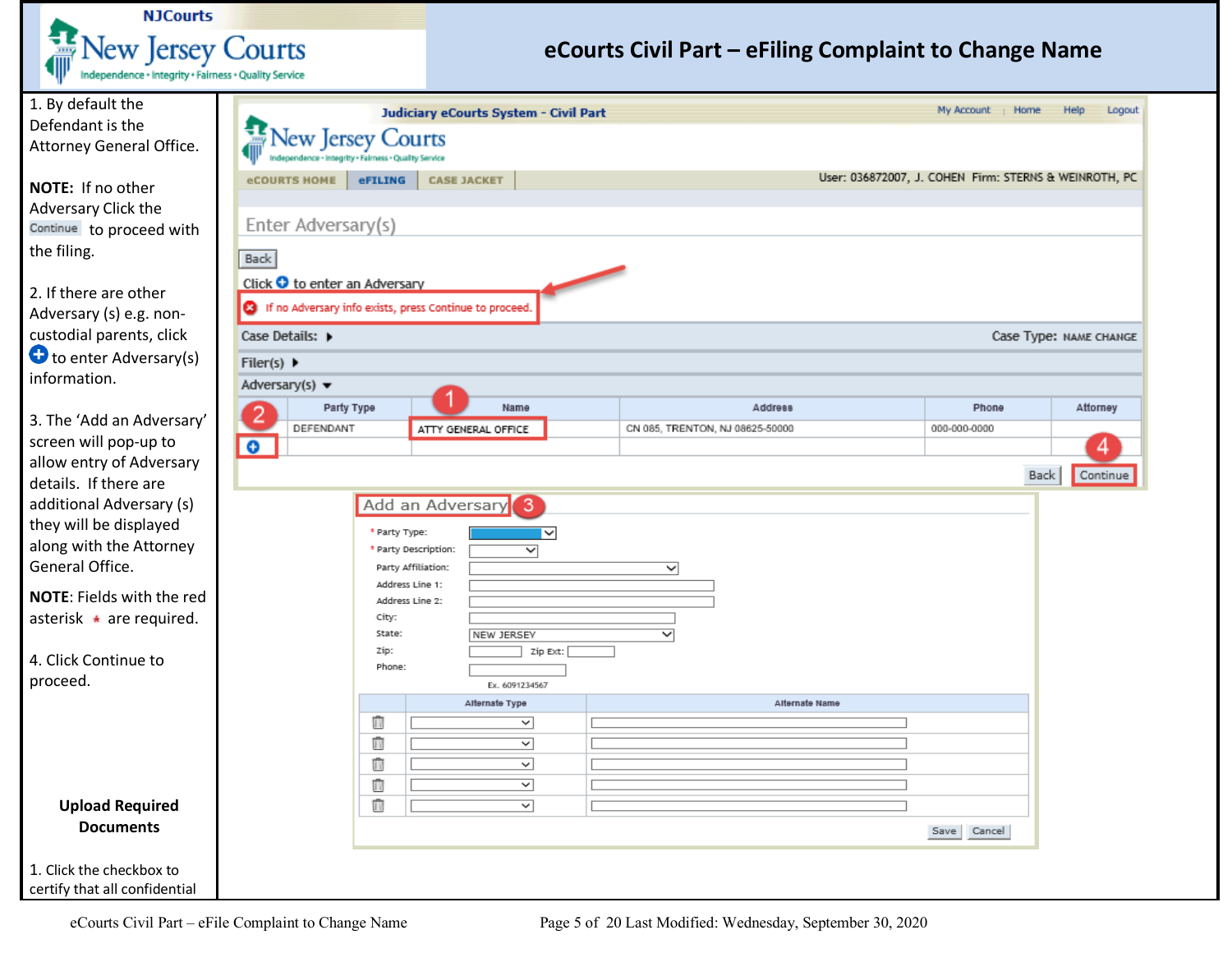# eCourts Civil Part – eFiling Complaint to Change Name

1. By default the Defendant is the Attorney General Office.

**NOTE:** If no other Adversary Click the Continue to proceed with the filing.

2. If there are other Adversary (s) e.g. non-custodial parents, click ⊕ to enter Adversary(s) information.

3. The 'Add an Adversary' screen will pop-up to allow entry of Adversary details. If there are additional Adversary (s) they will be displayed along with the Attorney General Office.

**NOTE**: Fields with the red asterisk * are required.

4. Click Continue to proceed.

**Upload Required Documents**

1. Click the checkbox to certify that all confidential

Judiciary eCourts System - Civil Part

My Account | Home | Help | Logout

eCOURTS HOME | eFILING | CASE JACKET

User: 036872007, J. COHEN Firm: STERNS & WEINROTH, PC

Enter Adversary(s)

Back

Click ⊕ to enter an Adversary

If no Adversary info exists, press Continue to proceed.

Case Details: ▸ Case Type: NAME CHANGE

Filer(s) ▸

Adversary(s) ▾

| | Party Type | Name | Address | Phone | Attorney |
|---|---|---|---|---|---|
| | DEFENDANT | ATTY GENERAL OFFICE | CN 085, TRENTON, NJ 08625-50000 | 000-000-0000 | |
| ⊕ | | | | | |

Back | Continue

Add an Adversary

* Party Type:
* Party Description:
Party Affiliation:
Address Line 1:
Address Line 2:
City:
State: NEW JERSEY
Zip: Zip Ext:
Phone:
Ex. 6091234567

| | Alternate Type | Alternate Name |
|---|---|---|
| 🗑 | | |
| 🗑 | | |
| 🗑 | | |
| 🗑 | | |
| 🗑 | | |

Save | Cancel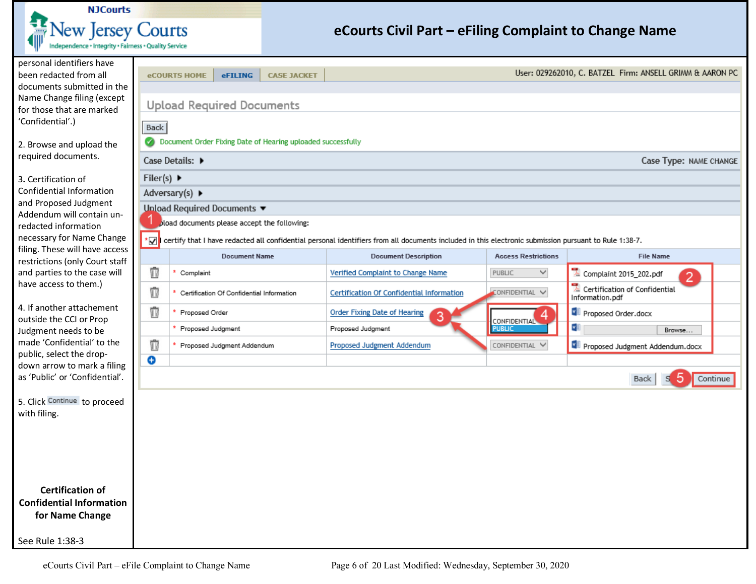# eCourts Civil Part – eFiling Complaint to Change Name

personal identifiers have been redacted from all documents submitted in the Name Change filing (except for those that are marked ‘Confidential’.)

2. Browse and upload the required documents.

3. Certification of Confidential Information and Proposed Judgment Addendum will contain un-redacted information necessary for Name Change filing. These will have access restrictions (only Court staff and parties to the case will have access to them.)

4. If another attachement outside the CCI or Prop Judgment needs to be made ‘Confidential’ to the public, select the drop-down arrow to mark a filing as ‘Public’ or ‘Confidential’.

5. Click Continue to proceed with filing.

**Certification of Confidential Information for Name Change**

See Rule 1:38-3

eCOURTS HOME | eFILING | CASE JACKET

User: 029262010, C. BATZEL Firm: ANSELL GRIMM & AARON PC

## Upload Required Documents

Back

Document Order Fixing Date of Hearing uploaded successfully

Case Details: ▸ Case Type: NAME CHANGE

Filer(s) ▸

Adversary(s) ▸

Upload Required Documents ▾

To upload documents please accept the following:

* ☑ I certify that I have redacted all confidential personal identifiers from all documents included in this electronic submission pursuant to Rule 1:38-7.

| | Document Name | Document Description | Access Restrictions | File Name |
|---|---|---|---|---|
| 🗑 | * Complaint | Verified Complaint to Change Name | PUBLIC | Complaint 2015_202.pdf |
| 🗑 | * Certification Of Confidential Information | Certification Of Confidential Information | CONFIDENTIAL | Certification of Confidential Information.pdf |
| 🗑 | * Proposed Order | Order Fixing Date of Hearing | CONFIDENTIAL / PUBLIC | Proposed Order.docx |
| | * Proposed Judgment | Proposed Judgment | | Browse... |
| 🗑 | * Proposed Judgment Addendum | Proposed Judgment Addendum | CONFIDENTIAL | Proposed Judgment Addendum.docx |
| ⊕ | | | | |

Back | Save | Continue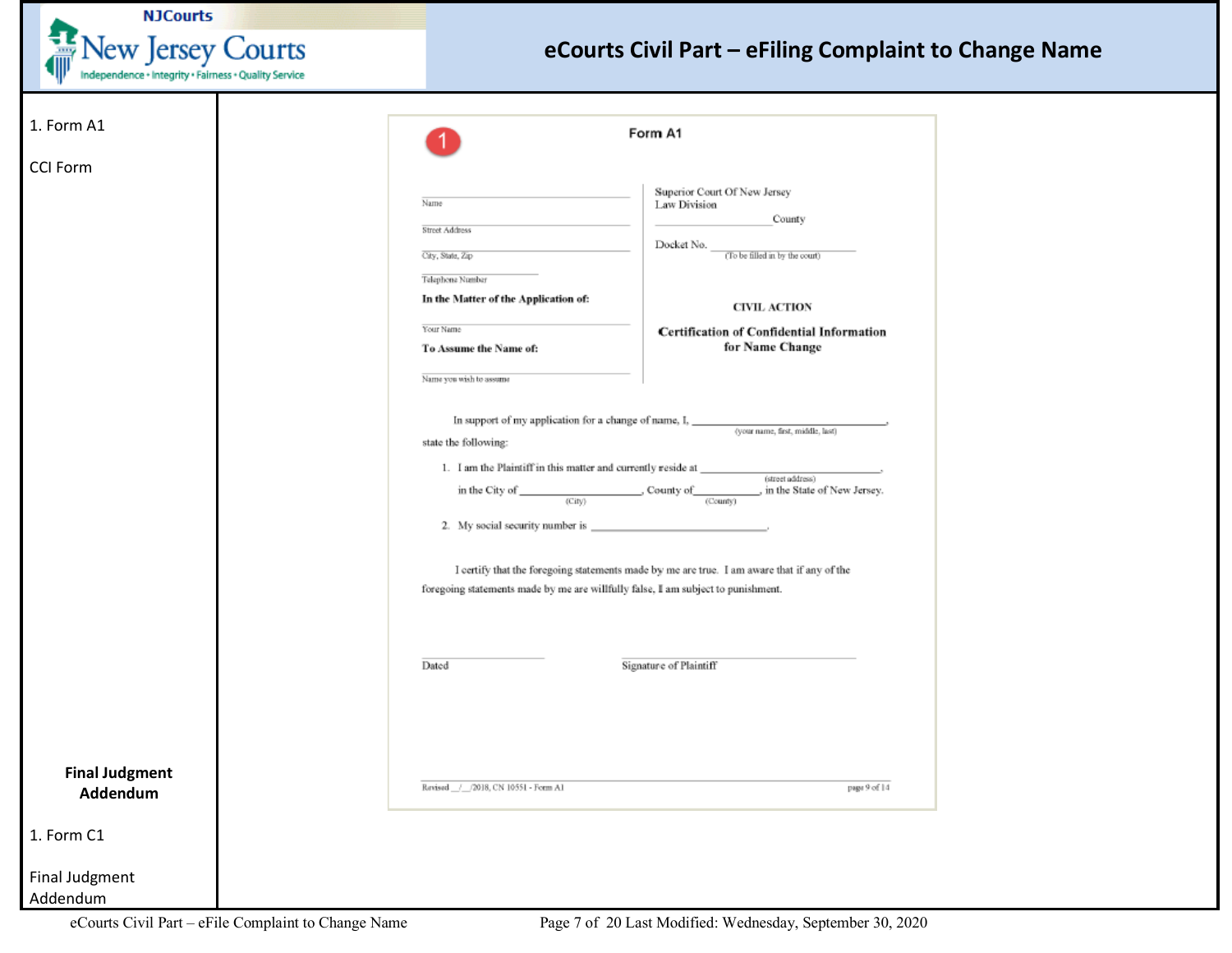| | |
|---|---|
| 1. Form A1<br><br>CCI Form<br><br><br><br>**Final Judgment Addendum**<br><br>1. Form C1<br><br>Final Judgment Addendum | 1<br><br>**Form A1**<br><br>Name<br><br>Street Address<br><br>City, State, Zip<br><br>Telephone Number<br><br>**In the Matter of the Application of:**<br><br>Your Name<br><br>**To Assume the Name of:**<br><br>Name you wish to assume<br><br>Superior Court Of New Jersey<br>Law Division<br>_______________ County<br><br>Docket No. _______________<br>(To be filled in by the court)<br><br>**CIVIL ACTION**<br><br>**Certification of Confidential Information for Name Change**<br><br>In support of my application for a change of name, I, _______________ (your name, first, middle, last), state the following:<br><br>1. I am the Plaintiff in this matter and currently reside at _______________ (street address), in the City of _______________ (City), County of _______________ (County), in the State of New Jersey.<br><br>2. My social security number is _______________.<br><br>I certify that the foregoing statements made by me are true. I am aware that if any of the foregoing statements made by me are willfully false, I am subject to punishment.<br><br>_______________ Dated<br><br>_______________ Signature of Plaintiff<br><br>Revised \_\_/\_\_/2018, CN 10551 - Form A1 page 9 of 14 |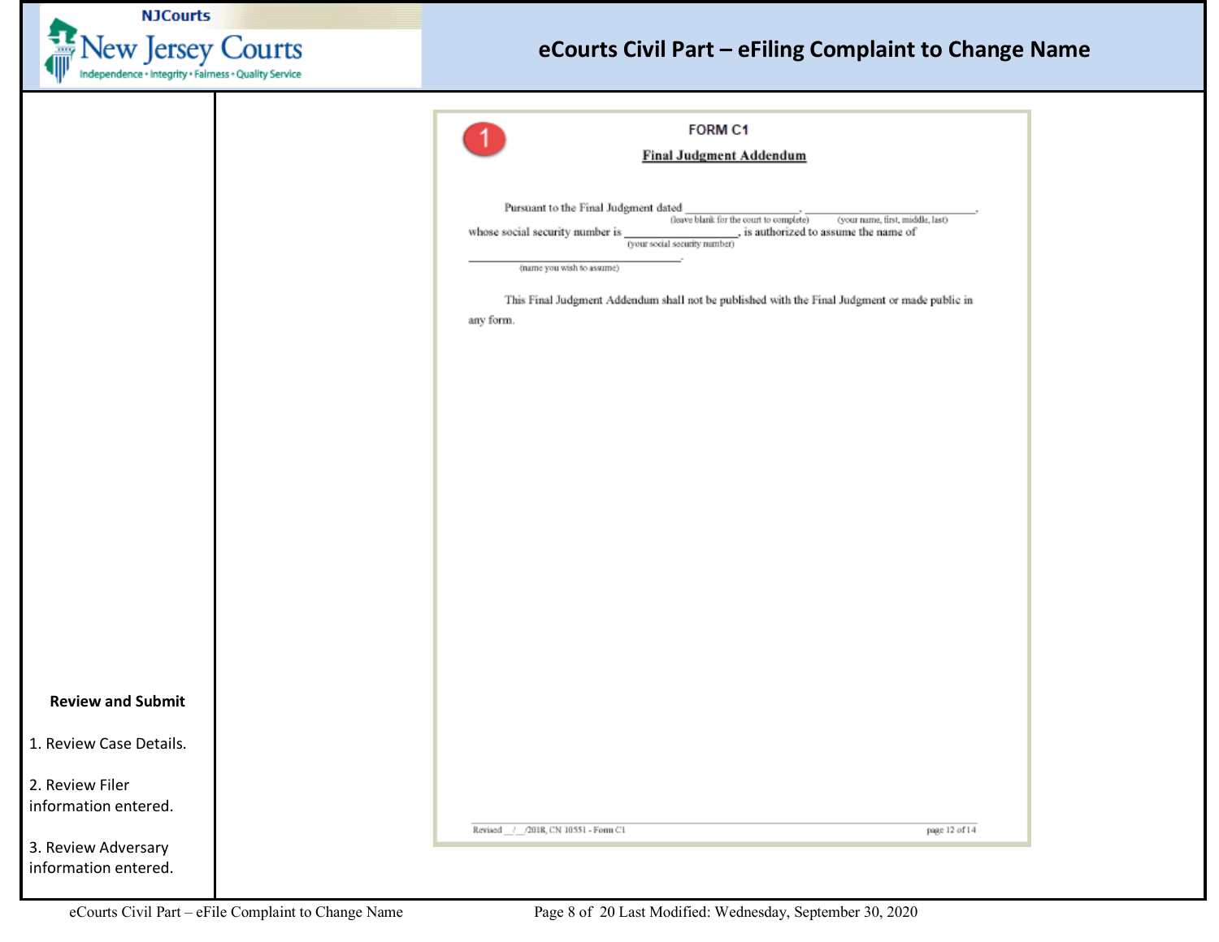**Review and Submit**

1. Review Case Details.

2. Review Filer information entered.

3. Review Adversary information entered.

1

FORM C1

**Final Judgment Addendum**

Pursuant to the Final Judgment dated ________________ (leave blank for the court to complete), ________________________ (your name, first, middle, last), whose social security number is ________________ (your social security number), is authorized to assume the name of ______________________________ (name you wish to assume).

This Final Judgment Addendum shall not be published with the Final Judgment or made public in any form.

Revised __/__/2018, CN 10551 - Form C1 page 12 of 14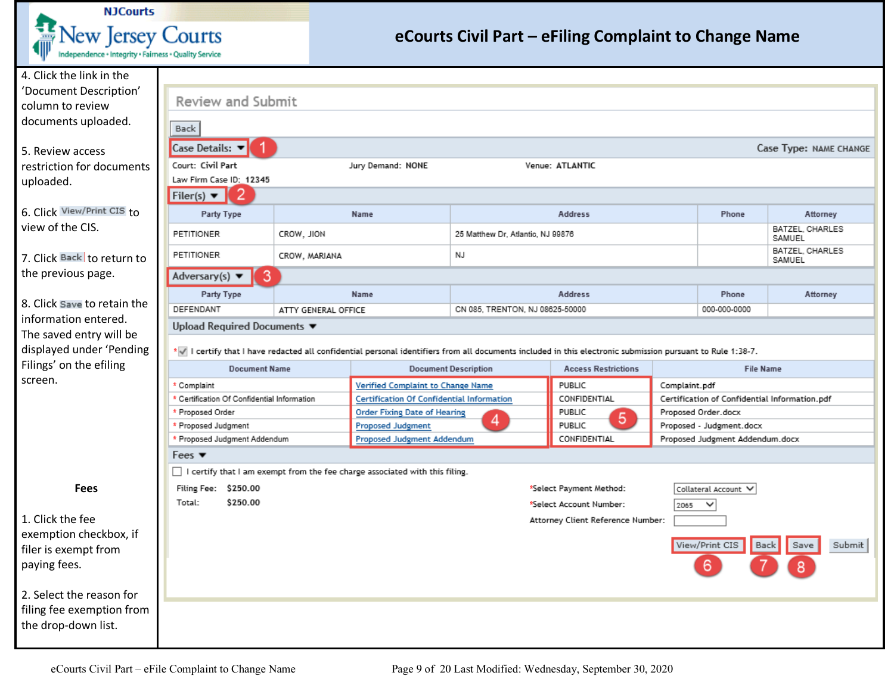# eCourts Civil Part – eFiling Complaint to Change Name

4. Click the link in the 'Document Description' column to review documents uploaded.

5. Review access restriction for documents uploaded.

6. Click View/Print CIS to view of the CIS.

7. Click Back to return to the previous page.

8. Click Save to retain the information entered. The saved entry will be displayed under 'Pending Filings' on the efiling screen.

**Fees**

1. Click the fee exemption checkbox, if filer is exempt from paying fees.

2. Select the reason for filing fee exemption from the drop-down list.

## Review and Submit

Back

**Case Details:** ▼ (1) — Case Type: NAME CHANGE

Court: Civil Part — Jury Demand: NONE — Venue: ATLANTIC

Law Firm Case ID: 12345

**Filer(s)** ▼ (2)

| Party Type | Name | Address | Phone | Attorney |
| --- | --- | --- | --- | --- |
| PETITIONER | CROW, JION | 25 Matthew Dr, Atlantic, NJ 99876 | | BATZEL, CHARLES SAMUEL |
| PETITIONER | CROW, MARIANA | NJ | | BATZEL, CHARLES SAMUEL |

**Adversary(s)** ▼ (3)

| Party Type | Name | Address | Phone | Attorney |
| --- | --- | --- | --- | --- |
| DEFENDANT | ATTY GENERAL OFFICE | CN 085, TRENTON, NJ 08625-50000 | 000-000-0000 | |

**Upload Required Documents** ▼

* ☑ I certify that I have redacted all confidential personal identifiers from all documents included in this electronic submission pursuant to Rule 1:38-7.

| Document Name | Document Description (4) | Access Restrictions (5) | File Name |
| --- | --- | --- | --- |
| * Complaint | Verified Complaint to Change Name | PUBLIC | Complaint.pdf |
| * Certification Of Confidential Information | Certification Of Confidential Information | CONFIDENTIAL | Certification of Confidential Information.pdf |
| * Proposed Order | Order Fixing Date of Hearing | PUBLIC | Proposed Order.docx |
| * Proposed Judgment | Proposed Judgment | PUBLIC | Proposed - Judgment.docx |
| * Proposed Judgment Addendum | Proposed Judgment Addendum | CONFIDENTIAL | Proposed Judgment Addendum.docx |

**Fees** ▼

☐ I certify that I am exempt from the fee charge associated with this filing.

Filing Fee: $250.00
Total: $250.00

*Select Payment Method: Collateral Account
*Select Account Number: 2065
Attorney Client Reference Number:

View/Print CIS (6) | Back (7) | Save (8) | Submit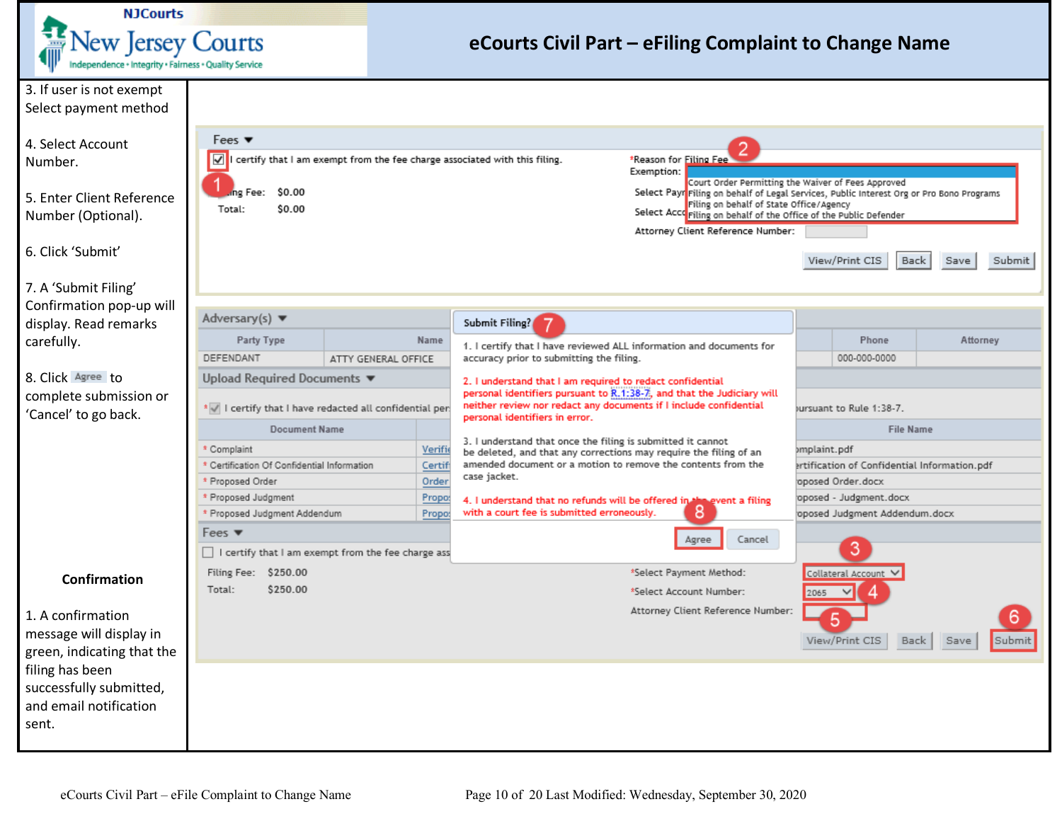# eCourts Civil Part – eFiling Complaint to Change Name

3. If user is not exempt Select payment method

4. Select Account Number.

5. Enter Client Reference Number (Optional).

6. Click 'Submit'

7. A 'Submit Filing' Confirmation pop-up will display. Read remarks carefully.

8. Click Agree to complete submission or 'Cancel' to go back.

**Confirmation**

1. A confirmation message will display in green, indicating that the filing has been successfully submitted, and email notification sent.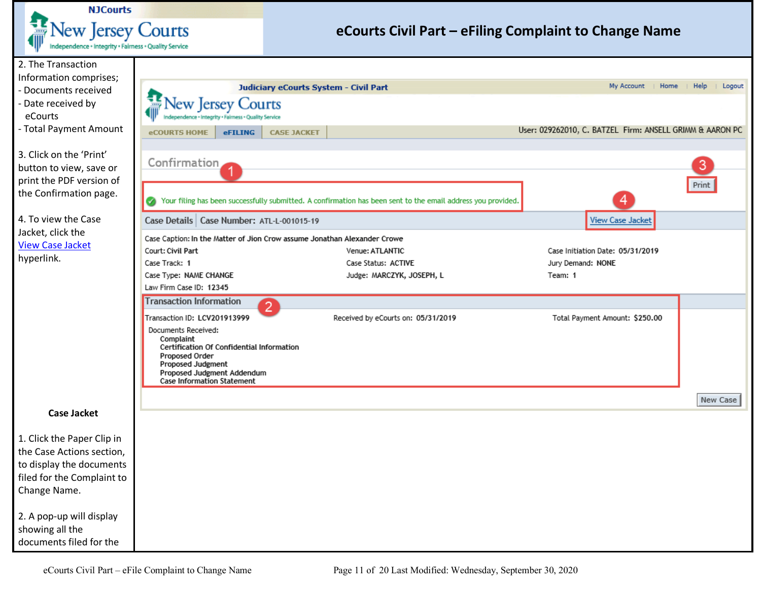2. The Transaction Information comprises;
- Documents received
- Date received by eCourts
- Total Payment Amount

3. Click on the 'Print' button to view, save or print the PDF version of the Confirmation page.

4. To view the Case Jacket, click the View Case Jacket hyperlink.

Judiciary eCourts System - Civil Part

My Account | Home | Help | Logout

New Jersey Courts
Independence • Integrity • Fairness • Quality Service

eCOURTS HOME | eFILING | CASE JACKET

User: 029262010, C. BATZEL Firm: ANSELL GRIMM & AARON PC

Confirmation ①

③ Print

Your filing has been successfully submitted. A confirmation has been sent to the email address you provided.

④ View Case Jacket

Case Details | Case Number: ATL-L-001015-19

Case Caption: In the Matter of Jion Crow assume Jonathan Alexander Crowe

| | | |
|---|---|---|
| Court: Civil Part | Venue: ATLANTIC | Case Initiation Date: 05/31/2019 |
| Case Track: 1 | Case Status: ACTIVE | Jury Demand: NONE |
| Case Type: NAME CHANGE | Judge: MARCZYK, JOSEPH, L | Team: 1 |
| Law Firm Case ID: 12345 | | |

Transaction Information ②

Transaction ID: LCV201913999 | Received by eCourts on: 05/31/2019 | Total Payment Amount: $250.00

Documents Received:
- Complaint
- Certification Of Confidential Information
- Proposed Order
- Proposed Judgment
- Proposed Judgment Addendum
- Case Information Statement

New Case

## Case Jacket

1. Click the Paper Clip in the Case Actions section, to display the documents filed for the Complaint to Change Name.

2. A pop-up will display showing all the documents filed for the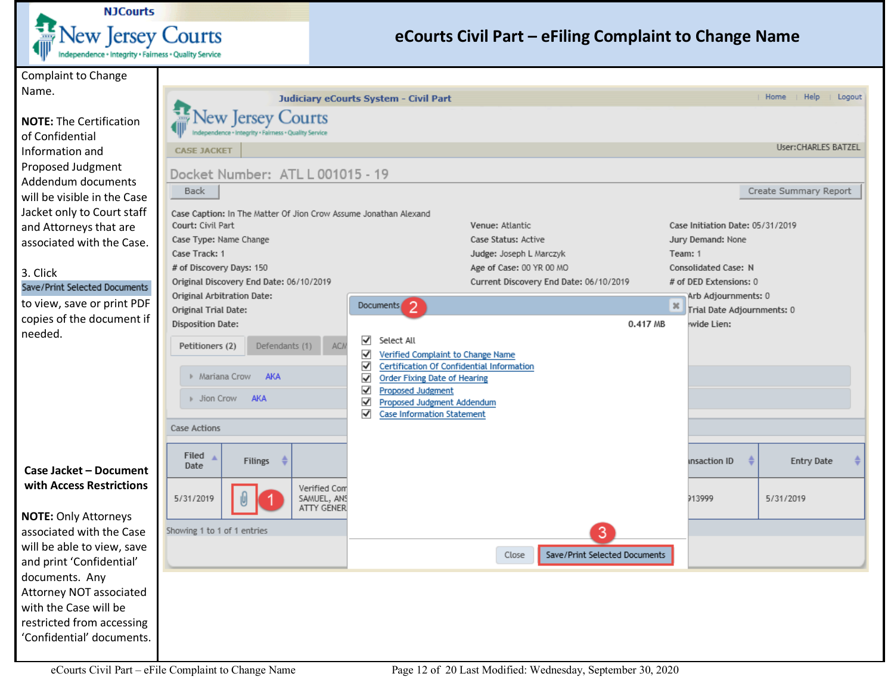Complaint to Change Name.

**NOTE:** The Certification of Confidential Information and Proposed Judgment Addendum documents will be visible in the Case Jacket only to Court staff and Attorneys that are associated with the Case.

3. Click Save/Print Selected Documents to view, save or print PDF copies of the document if needed.

Judiciary eCourts System - Civil Part

Home | Help | Logout

CASE JACKET

User:CHARLES BATZEL

Docket Number: ATL L 001015 - 19

Back

Create Summary Report

Case Caption: In The Matter Of Jion Crow Assume Jonathan Alexand

Court: Civil Part

Venue: Atlantic

Case Initiation Date: 05/31/2019

Case Type: Name Change

Case Status: Active

Jury Demand: None

Case Track: 1

Judge: Joseph L Marczyk

Team: 1

# of Discovery Days: 150

Age of Case: 00 YR 00 MO

Consolidated Case: N

Original Discovery End Date: 06/10/2019

Current Discovery End Date: 06/10/2019

# of DED Extensions: 0

Original Arbitration Date:

Arb Adjournments: 0

Original Trial Date:

Trial Date Adjournments: 0

Disposition Date:

wide Lien:

Petitioners (2) | Defendants (1) | ACM

Mariana Crow AKA

Jion Crow AKA

Case Actions

| Filed Date | Filings | | Transaction ID | Entry Date |
|---|---|---|---|---|
| 5/31/2019 | 1 | Verified Com SAMUEL, ANS ATTY GENER | 913999 | 5/31/2019 |

Showing 1 to 1 of 1 entries

Documents 2

0.417 MB

- ☑ Select All
- ☑ Verified Complaint to Change Name
- ☑ Certification Of Confidential Information
- ☑ Order Fixing Date of Hearing
- ☑ Proposed Judgment
- ☑ Proposed Judgment Addendum
- ☑ Case Information Statement

Close | 3 Save/Print Selected Documents

**Case Jacket – Document with Access Restrictions**

**NOTE:** Only Attorneys associated with the Case will be able to view, save and print 'Confidential' documents. Any Attorney NOT associated with the Case will be restricted from accessing 'Confidential' documents.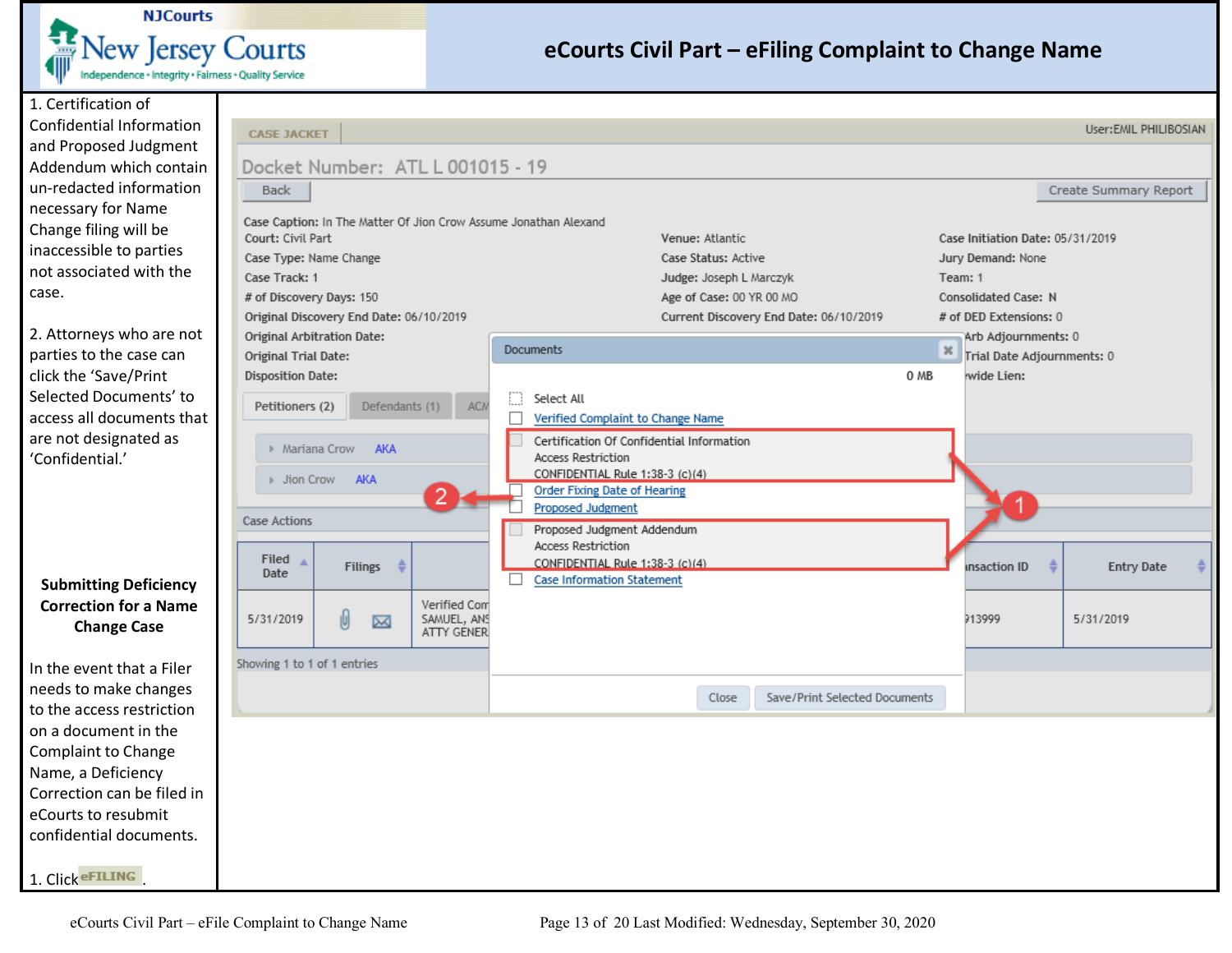# eCourts Civil Part – eFiling Complaint to Change Name

1. Certification of Confidential Information and Proposed Judgment Addendum which contain un-redacted information necessary for Name Change filing will be inaccessible to parties not associated with the case.

2. Attorneys who are not parties to the case can click the 'Save/Print Selected Documents' to access all documents that are not designated as 'Confidential.'

**Submitting Deficiency Correction for a Name Change Case**

In the event that a Filer needs to make changes to the access restriction on a document in the Complaint to Change Name, a Deficiency Correction can be filed in eCourts to resubmit confidential documents.

1. Click eFILING.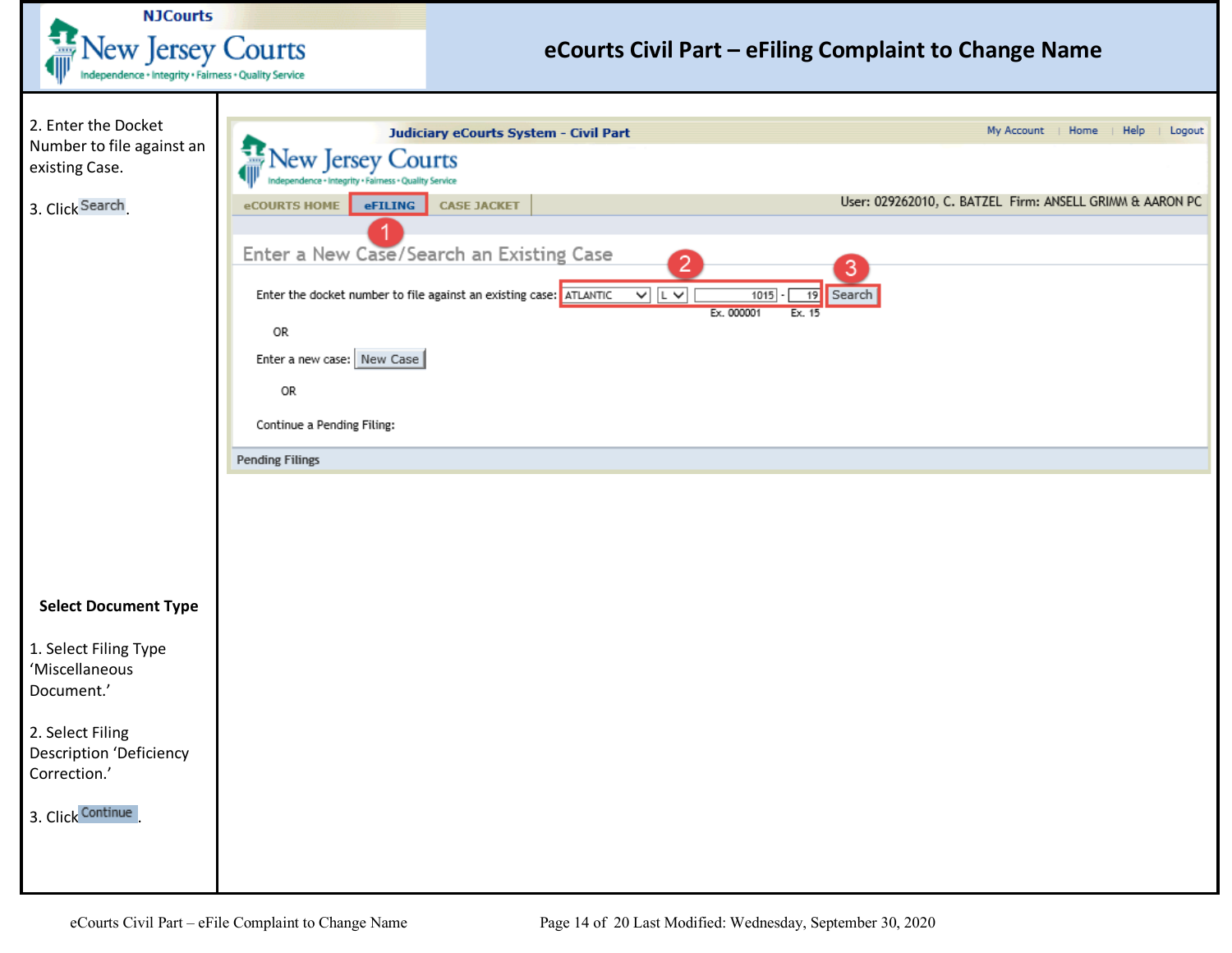# eCourts Civil Part – eFiling Complaint to Change Name

2. Enter the Docket Number to file against an existing Case.

3. Click Search.

**Select Document Type**

1. Select Filing Type 'Miscellaneous Document.'

2. Select Filing Description 'Deficiency Correction.'

3. Click Continue.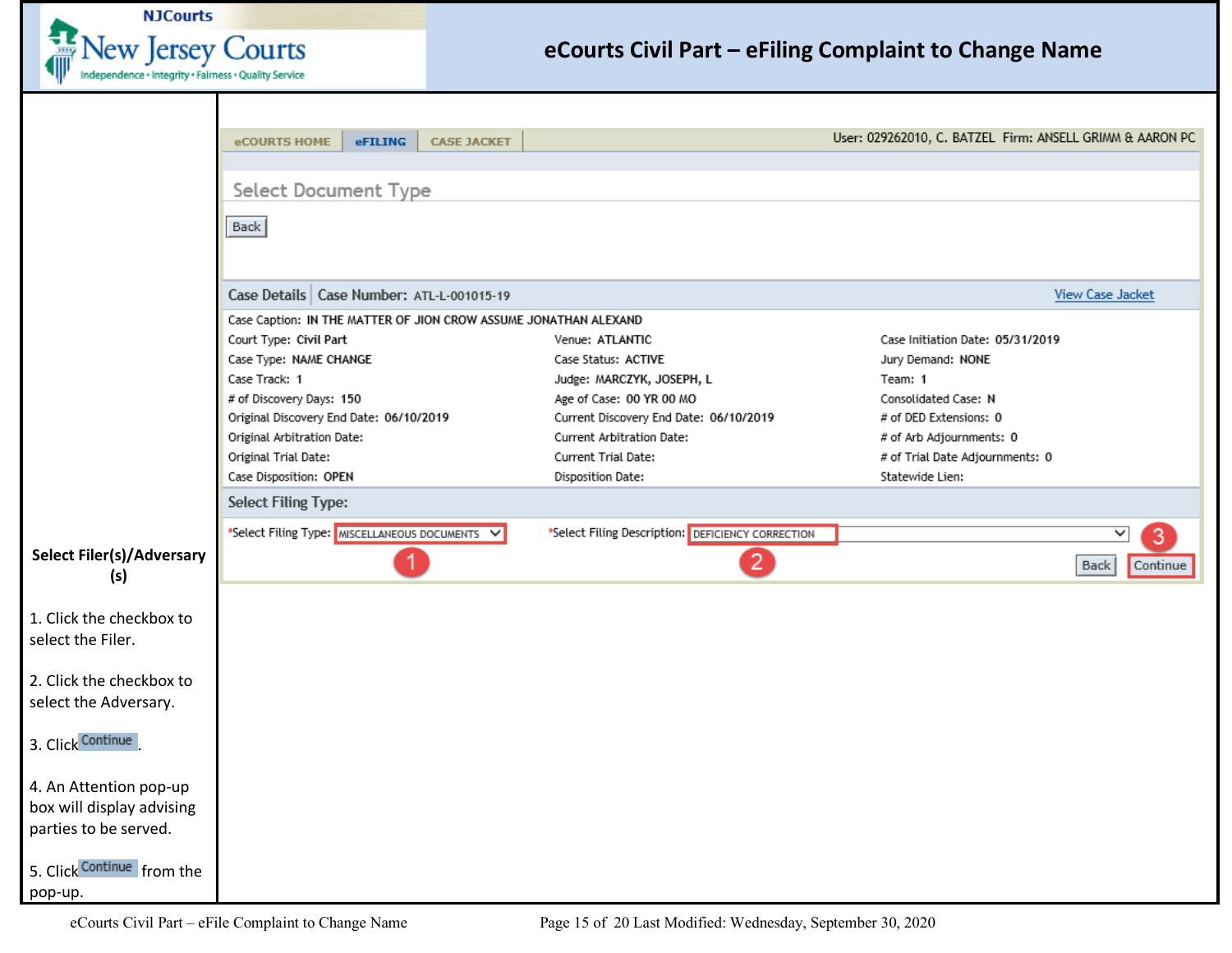# eCourts Civil Part – eFiling Complaint to Change Name

**Select Filer(s)/Adversary (s)**

1. Click the checkbox to select the Filer.

2. Click the checkbox to select the Adversary.

3. Click Continue.

4. An Attention pop-up box will display advising parties to be served.

5. Click Continue from the pop-up.

eCOURTS HOME | eFILING | CASE JACKET

User: 029262010, C. BATZEL Firm: ANSELL GRIMM & AARON PC

## Select Document Type

Back

**Case Details** | **Case Number:** ATL-L-001015-19 — View Case Jacket

Case Caption: IN THE MATTER OF JION CROW ASSUME JONATHAN ALEXAND

| | | |
|---|---|---|
| Court Type: Civil Part | Venue: ATLANTIC | Case Initiation Date: 05/31/2019 |
| Case Type: NAME CHANGE | Case Status: ACTIVE | Jury Demand: NONE |
| Case Track: 1 | Judge: MARCZYK, JOSEPH, L | Team: 1 |
| # of Discovery Days: 150 | Age of Case: 00 YR 00 MO | Consolidated Case: N |
| Original Discovery End Date: 06/10/2019 | Current Discovery End Date: 06/10/2019 | # of DED Extensions: 0 |
| Original Arbitration Date: | Current Arbitration Date: | # of Arb Adjournments: 0 |
| Original Trial Date: | Current Trial Date: | # of Trial Date Adjournments: 0 |
| Case Disposition: OPEN | Disposition Date: | Statewide Lien: |

**Select Filing Type:**

*Select Filing Type: MISCELLANEOUS DOCUMENTS (1)

*Select Filing Description: DEFICIENCY CORRECTION (2)

Back | Continue (3)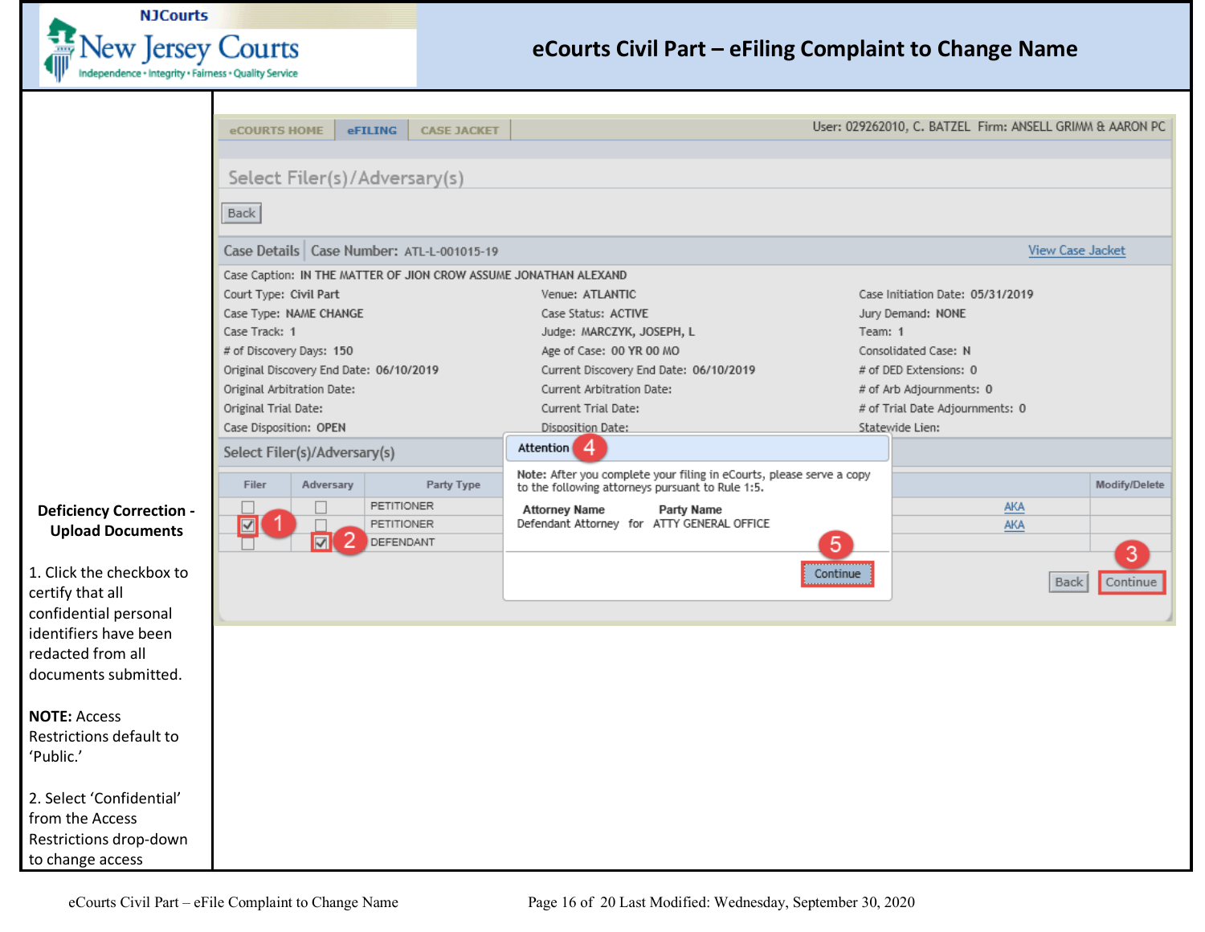**eCourts Civil Part – eFiling Complaint to Change Name**

**Deficiency Correction - Upload Documents**

1. Click the checkbox to certify that all confidential personal identifiers have been redacted from all documents submitted.

**NOTE:** Access Restrictions default to ‘Public.’

2. Select ‘Confidential’ from the Access Restrictions drop-down to change access

eCOURTS HOME | eFILING | CASE JACKET

User: 029262010, C. BATZEL Firm: ANSELL GRIMM & AARON PC

Select Filer(s)/Adversary(s)

Back

Case Details | Case Number: ATL-L-001015-19 — View Case Jacket

Case Caption: IN THE MATTER OF JION CROW ASSUME JONATHAN ALEXAND

| | | |
|---|---|---|
| Court Type: Civil Part | Venue: ATLANTIC | Case Initiation Date: 05/31/2019 |
| Case Type: NAME CHANGE | Case Status: ACTIVE | Jury Demand: NONE |
| Case Track: 1 | Judge: MARCZYK, JOSEPH, L | Team: 1 |
| # of Discovery Days: 150 | Age of Case: 00 YR 00 MO | Consolidated Case: N |
| Original Discovery End Date: 06/10/2019 | Current Discovery End Date: 06/10/2019 | # of DED Extensions: 0 |
| Original Arbitration Date: | Current Arbitration Date: | # of Arb Adjournments: 0 |
| Original Trial Date: | Current Trial Date: | # of Trial Date Adjournments: 0 |
| Case Disposition: OPEN | Disposition Date: | Statewide Lien: |

Select Filer(s)/Adversary(s)

| Filer | Adversary | Party Type | | Modify/Delete |
|---|---|---|---|---|
| ☐ | ☐ | PETITIONER | AKA | |
| ☑ (1) | ☐ | PETITIONER | AKA | |
| ☐ | ☑ (2) | DEFENDANT | | |

Back | Continue (3)

**Attention (4)**

Note: After you complete your filing in eCourts, please serve a copy to the following attorneys pursuant to Rule 1:5.

| Attorney Name | | Party Name |
|---|---|---|
| Defendant Attorney | for | ATTY GENERAL OFFICE |

Continue (5)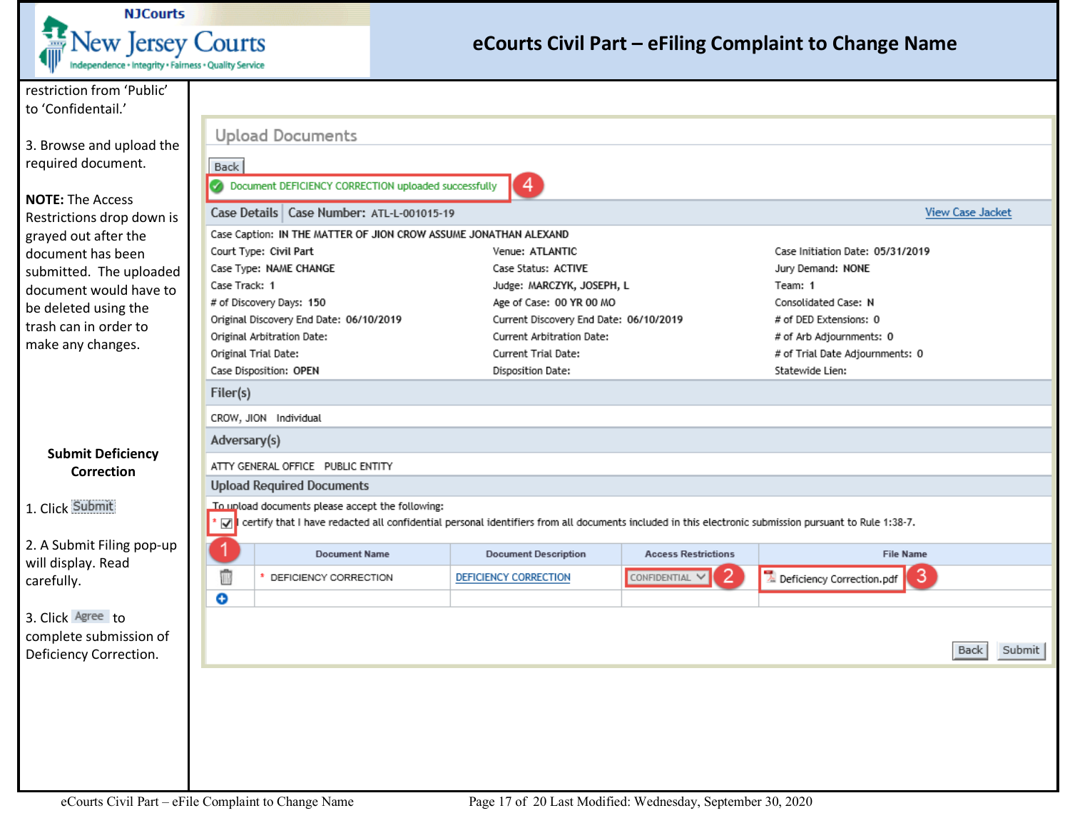restriction from 'Public' to 'Confidentail.'

3. Browse and upload the required document.

**NOTE:** The Access Restrictions drop down is grayed out after the document has been submitted. The uploaded document would have to be deleted using the trash can in order to make any changes.

**Submit Deficiency Correction**

1. Click Submit

2. A Submit Filing pop-up will display. Read carefully.

3. Click Agree to complete submission of Deficiency Correction.

## Upload Documents

Back

Document DEFICIENCY CORRECTION uploaded successfully (4)

**Case Details** | **Case Number:** ATL-L-001015-19 — View Case Jacket

Case Caption: IN THE MATTER OF JION CROW ASSUME JONATHAN ALEXAND

| | | |
|---|---|---|
| Court Type: Civil Part | Venue: ATLANTIC | Case Initiation Date: 05/31/2019 |
| Case Type: NAME CHANGE | Case Status: ACTIVE | Jury Demand: NONE |
| Case Track: 1 | Judge: MARCZYK, JOSEPH, L | Team: 1 |
| # of Discovery Days: 150 | Age of Case: 00 YR 00 MO | Consolidated Case: N |
| Original Discovery End Date: 06/10/2019 | Current Discovery End Date: 06/10/2019 | # of DED Extensions: 0 |
| Original Arbitration Date: | Current Arbitration Date: | # of Arb Adjournments: 0 |
| Original Trial Date: | Current Trial Date: | # of Trial Date Adjournments: 0 |
| Case Disposition: OPEN | Disposition Date: | Statewide Lien: |

**Filer(s)**

CROW, JION Individual

**Adversary(s)**

ATTY GENERAL OFFICE PUBLIC ENTITY

**Upload Required Documents**

To upload documents please accept the following:

* ☑ I certify that I have redacted all confidential personal identifiers from all documents included in this electronic submission pursuant to Rule 1:38-7. (1)

| | Document Name | Document Description | Access Restrictions | File Name |
|---|---|---|---|---|
| 🗑 | * DEFICIENCY CORRECTION | DEFICIENCY CORRECTION | CONFIDENTIAL (2) | Deficiency Correction.pdf (3) |
| ⊕ | | | | |

Back Submit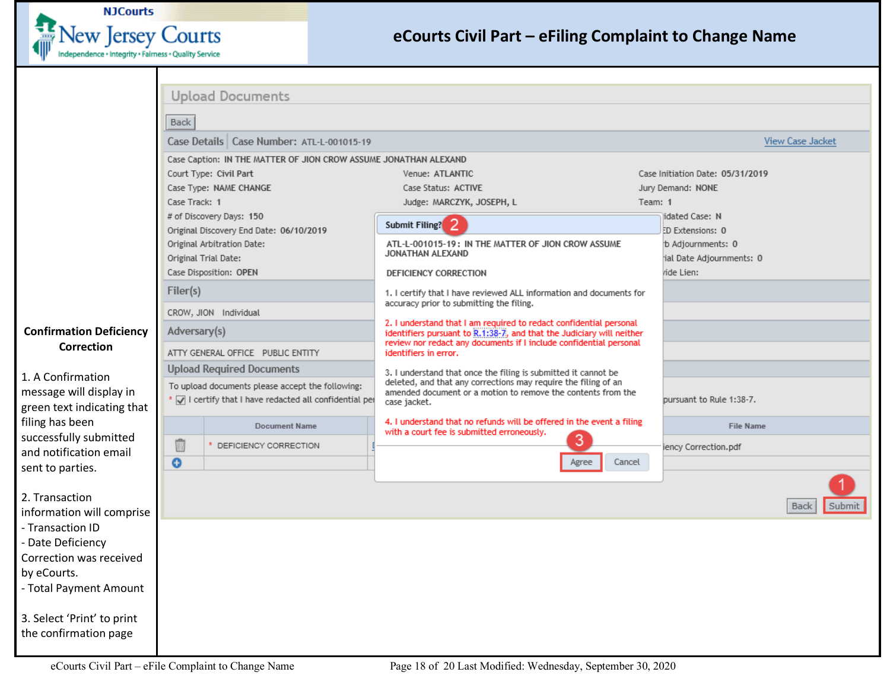# eCourts Civil Part – eFiling Complaint to Change Name

**Confirmation Deficiency Correction**

1. A Confirmation message will display in green text indicating that filing has been successfully submitted and notification email sent to parties.

2. Transaction information will comprise
- Transaction ID
- Date Deficiency Correction was received by eCourts.
- Total Payment Amount

3. Select 'Print' to print the confirmation page

Upload Documents

Back

Case Details | Case Number: ATL-L-001015-19 — View Case Jacket

Case Caption: IN THE MATTER OF JION CROW ASSUME JONATHAN ALEXAND

Court Type: Civil Part — Venue: ATLANTIC — Case Initiation Date: 05/31/2019

Case Type: NAME CHANGE — Case Status: ACTIVE — Jury Demand: NONE

Case Track: 1 — Judge: MARCZYK, JOSEPH, L — Team: 1

# of Discovery Days: 150 — idated Case: N

Original Discovery End Date: 06/10/2019 — ED Extensions: 0

Original Arbitration Date: — b Adjournments: 0

Original Trial Date: — ial Date Adjournments: 0

Case Disposition: OPEN — vide Lien:

Filer(s)

CROW, JION Individual

Adversary(s)

ATTY GENERAL OFFICE PUBLIC ENTITY

Upload Required Documents

To upload documents please accept the following:

* ☑ I certify that I have redacted all confidential pe... pursuant to Rule 1:38-7.

| | Document Name | | File Name |
|---|---|---|---|
| | * DEFICIENCY CORRECTION | | iency Correction.pdf |

**Submit Filing?** (2)

ATL-L-001015-19 : IN THE MATTER OF JION CROW ASSUME JONATHAN ALEXAND

DEFICIENCY CORRECTION

1. I certify that I have reviewed ALL information and documents for accuracy prior to submitting the filing.

2. I understand that I am required to redact confidential personal identifiers pursuant to R.1:38-7, and that the Judiciary will neither review nor redact any documents if I include confidential personal identifiers in error.

3. I understand that once the filing is submitted it cannot be deleted, and that any corrections may require the filing of an amended document or a motion to remove the contents from the case jacket.

4. I understand that no refunds will be offered in the event a filing with a court fee is submitted erroneously.

(3) Agree — Cancel

Back — (1) Submit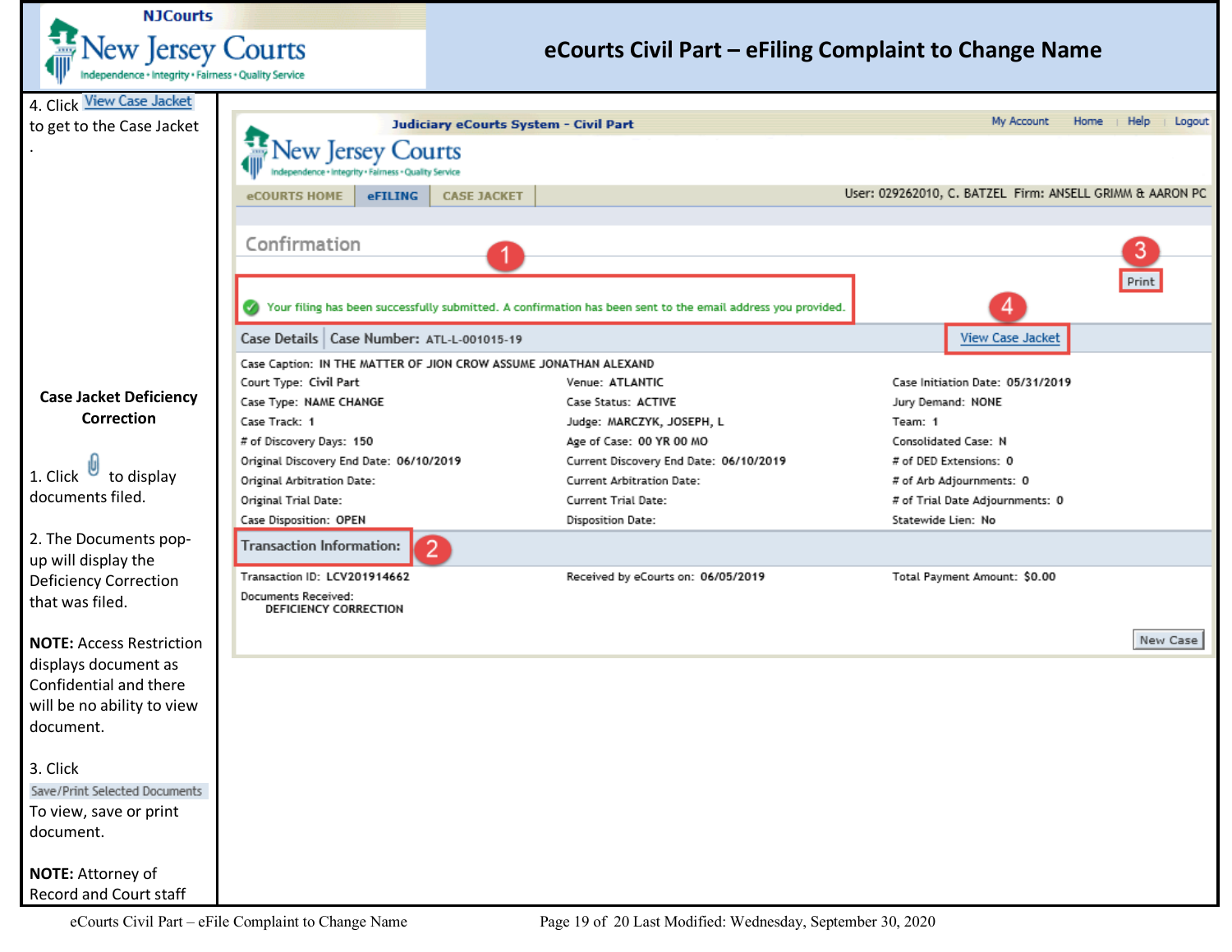# eCourts Civil Part – eFiling Complaint to Change Name

4. Click View Case Jacket to get to the Case Jacket .

**Case Jacket Deficiency Correction**

1. Click 📎 to display documents filed.

2. The Documents pop-up will display the Deficiency Correction that was filed.

**NOTE:** Access Restriction displays document as Confidential and there will be no ability to view document.

3. Click Save/Print Selected Documents To view, save or print document.

**NOTE:** Attorney of Record and Court staff

Judiciary eCourts System - Civil Part

My Account | Home | Help | Logout

eCOURTS HOME | eFILING | CASE JACKET

User: 029262010, C. BATZEL Firm: ANSELL GRIMM & AARON PC

Confirmation

1

Your filing has been successfully submitted. A confirmation has been sent to the email address you provided.

3 Print

4 View Case Jacket

Case Details | Case Number: ATL-L-001015-19

Case Caption: IN THE MATTER OF JION CROW ASSUME JONATHAN ALEXAND

| | | |
|---|---|---|
| Court Type: Civil Part | Venue: ATLANTIC | Case Initiation Date: 05/31/2019 |
| Case Type: NAME CHANGE | Case Status: ACTIVE | Jury Demand: NONE |
| Case Track: 1 | Judge: MARCZYK, JOSEPH, L | Team: 1 |
| # of Discovery Days: 150 | Age of Case: 00 YR 00 MO | Consolidated Case: N |
| Original Discovery End Date: 06/10/2019 | Current Discovery End Date: 06/10/2019 | # of DED Extensions: 0 |
| Original Arbitration Date: | Current Arbitration Date: | # of Arb Adjournments: 0 |
| Original Trial Date: | Current Trial Date: | # of Trial Date Adjournments: 0 |
| Case Disposition: OPEN | Disposition Date: | Statewide Lien: No |

Transaction Information: 2

| | | |
|---|---|---|
| Transaction ID: LCV201914662 | Received by eCourts on: 06/05/2019 | Total Payment Amount: $0.00 |

Documents Received:
DEFICIENCY CORRECTION

New Case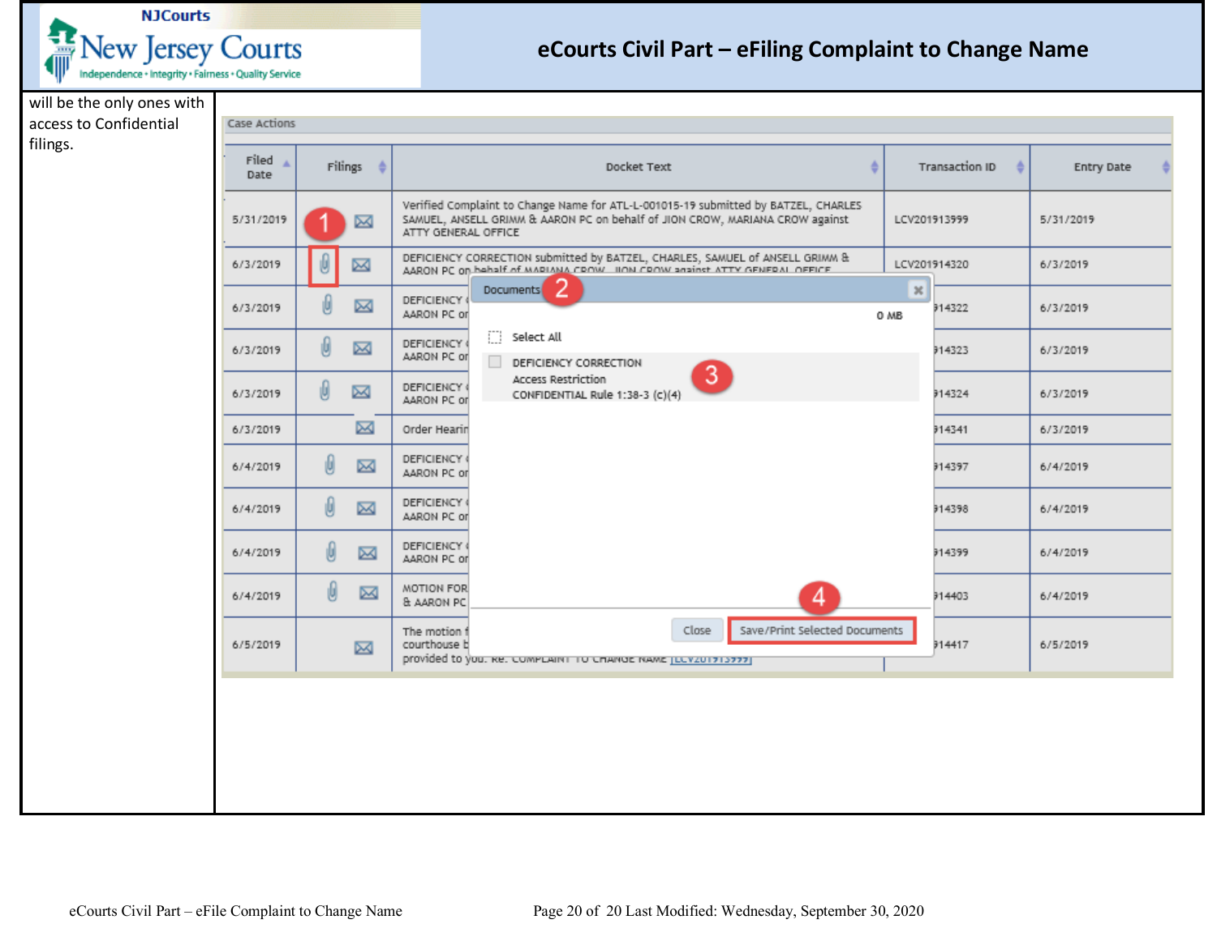will be the only ones with access to Confidential filings.

Case Actions

| Filed Date | Filings | Docket Text | Transaction ID | Entry Date |
|---|---|---|---|---|
| 5/31/2019 | 1 | Verified Complaint to Change Name for ATL-L-001015-19 submitted by BATZEL, CHARLES SAMUEL, ANSELL GRIMM & AARON PC on behalf of JION CROW, MARIANA CROW against ATTY GENERAL OFFICE | LCV201913999 | 5/31/2019 |
| 6/3/2019 | | DEFICIENCY CORRECTION submitted by BATZEL, CHARLES, SAMUEL of ANSELL GRIMM & AARON PC on behalf of MARIANA CROW, JION CROW against ATTY GENERAL OFFICE | LCV201914320 | 6/3/2019 |
| 6/3/2019 | | DEFICIENCY ... AARON PC or... | ...914322 | 6/3/2019 |
| 6/3/2019 | | DEFICIENCY ... AARON PC or... | ...914323 | 6/3/2019 |
| 6/3/2019 | | DEFICIENCY ... AARON PC or... | ...914324 | 6/3/2019 |
| 6/3/2019 | | Order Hearin... | ...914341 | 6/3/2019 |
| 6/4/2019 | | DEFICIENCY ... AARON PC or... | ...914397 | 6/4/2019 |
| 6/4/2019 | | DEFICIENCY ... AARON PC or... | ...914398 | 6/4/2019 |
| 6/4/2019 | | DEFICIENCY ... AARON PC or... | ...914399 | 6/4/2019 |
| 6/4/2019 | | MOTION FOR ... & AARON PC... | ...914403 | 6/4/2019 |
| 6/5/2019 | | The motion ... courthouse ... provided to you. Re: COMPLAINT TO CHANGE NAME [LCV201913999] | ...914417 | 6/5/2019 |

Documents 2

0 MB

Select All

DEFICIENCY CORRECTION
Access Restriction
CONFIDENTIAL Rule 1:38-3 (c)(4) 3

4

Close | Save/Print Selected Documents